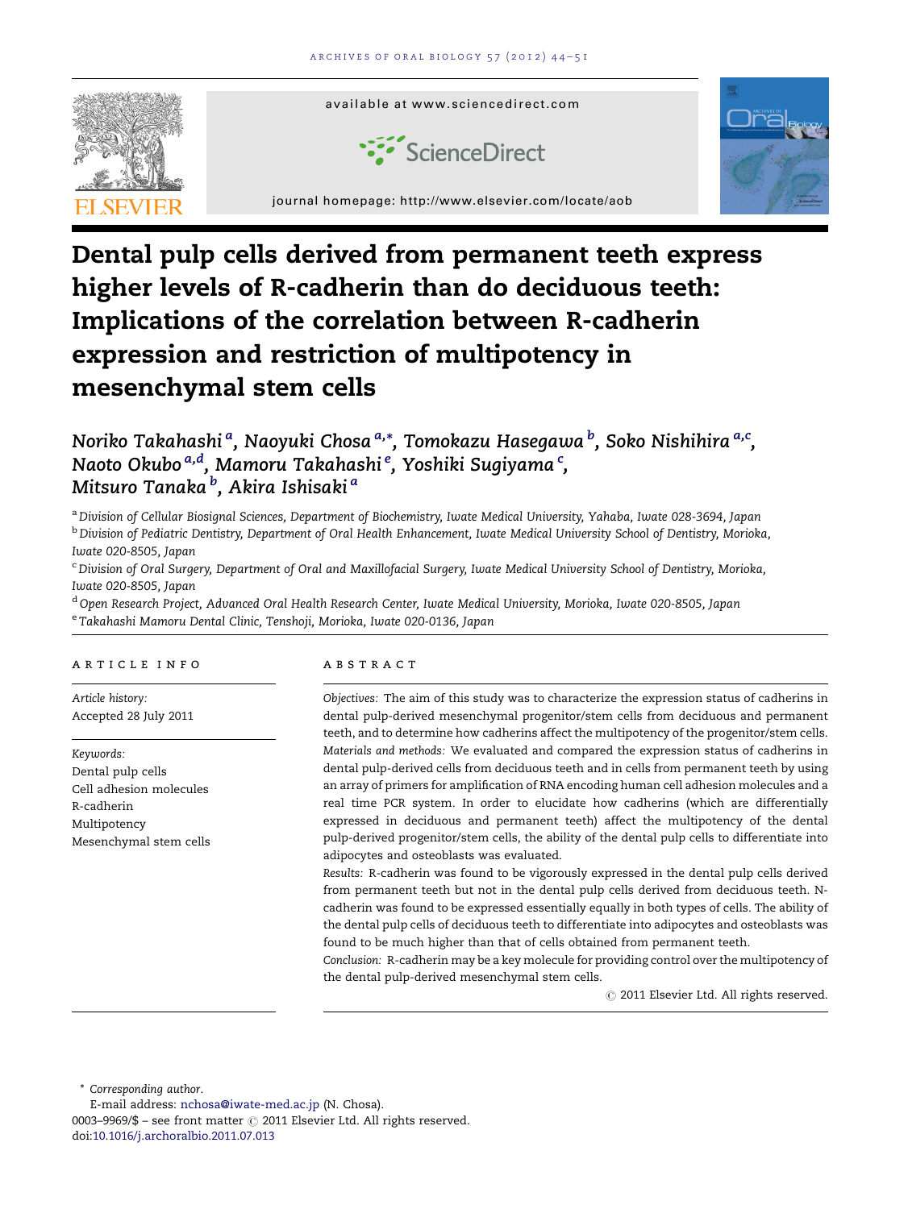available at www.sciencedirect.com

journal homepage: http://www.elsevier.com/locate/aob

# Dental pulp cells derived from permanent teeth express higher levels of R-cadherin than do deciduous teeth: Implications of the correlation between R-cadherin expression and restriction of multipotency in mesenchymal stem cells

Noriko Takahashi [a], Naoyuki Chosa [a,*], Tomokazu Hasegawa [b], Soko Nishihira [a,c], Naoto Okubo [a,d], Mamoru Takahashi [e], Yoshiki Sugiyama [c], Mitsuro Tanaka [b], Akira Ishisaki [a]

[a] Division of Cellular Biosignal Sciences, Department of Biochemistry, Iwate Medical University, Yahaba, Iwate 028-3694, Japan

[b] Division of Pediatric Dentistry, Department of Oral Health Enhancement, Iwate Medical University School of Dentistry, Morioka, Iwate 020-8505, Japan

[c] Division of Oral Surgery, Department of Oral and Maxillofacial Surgery, Iwate Medical University School of Dentistry, Morioka, Iwate 020-8505, Japan

[d] Open Research Project, Advanced Oral Health Research Center, Iwate Medical University, Morioka, Iwate 020-8505, Japan

[e] Takahashi Mamoru Dental Clinic, Tenshoji, Morioka, Iwate 020-0136, Japan

## ARTICLE INFO

*Article history:*
Accepted 28 July 2011

*Keywords:*
Dental pulp cells
Cell adhesion molecules
R-cadherin
Multipotency
Mesenchymal stem cells

## ABSTRACT

*Objectives:* The aim of this study was to characterize the expression status of cadherins in dental pulp-derived mesenchymal progenitor/stem cells from deciduous and permanent teeth, and to determine how cadherins affect the multipotency of the progenitor/stem cells.

*Materials and methods:* We evaluated and compared the expression status of cadherins in dental pulp-derived cells from deciduous teeth and in cells from permanent teeth by using an array of primers for amplification of RNA encoding human cell adhesion molecules and a real time PCR system. In order to elucidate how cadherins (which are differentially expressed in deciduous and permanent teeth) affect the multipotency of the dental pulp-derived progenitor/stem cells, the ability of the dental pulp cells to differentiate into adipocytes and osteoblasts was evaluated.

*Results:* R-cadherin was found to be vigorously expressed in the dental pulp cells derived from permanent teeth but not in the dental pulp cells derived from deciduous teeth. N-cadherin was found to be expressed essentially equally in both types of cells. The ability of the dental pulp cells of deciduous teeth to differentiate into adipocytes and osteoblasts was found to be much higher than that of cells obtained from permanent teeth.

*Conclusion:* R-cadherin may be a key molecule for providing control over the multipotency of the dental pulp-derived mesenchymal stem cells.

© 2011 Elsevier Ltd. All rights reserved.

\* *Corresponding author.*
E-mail address: nchosa@iwate-med.ac.jp (N. Chosa).
0003–9969/$ – see front matter © 2011 Elsevier Ltd. All rights reserved.
doi:10.1016/j.archoralbio.2011.07.013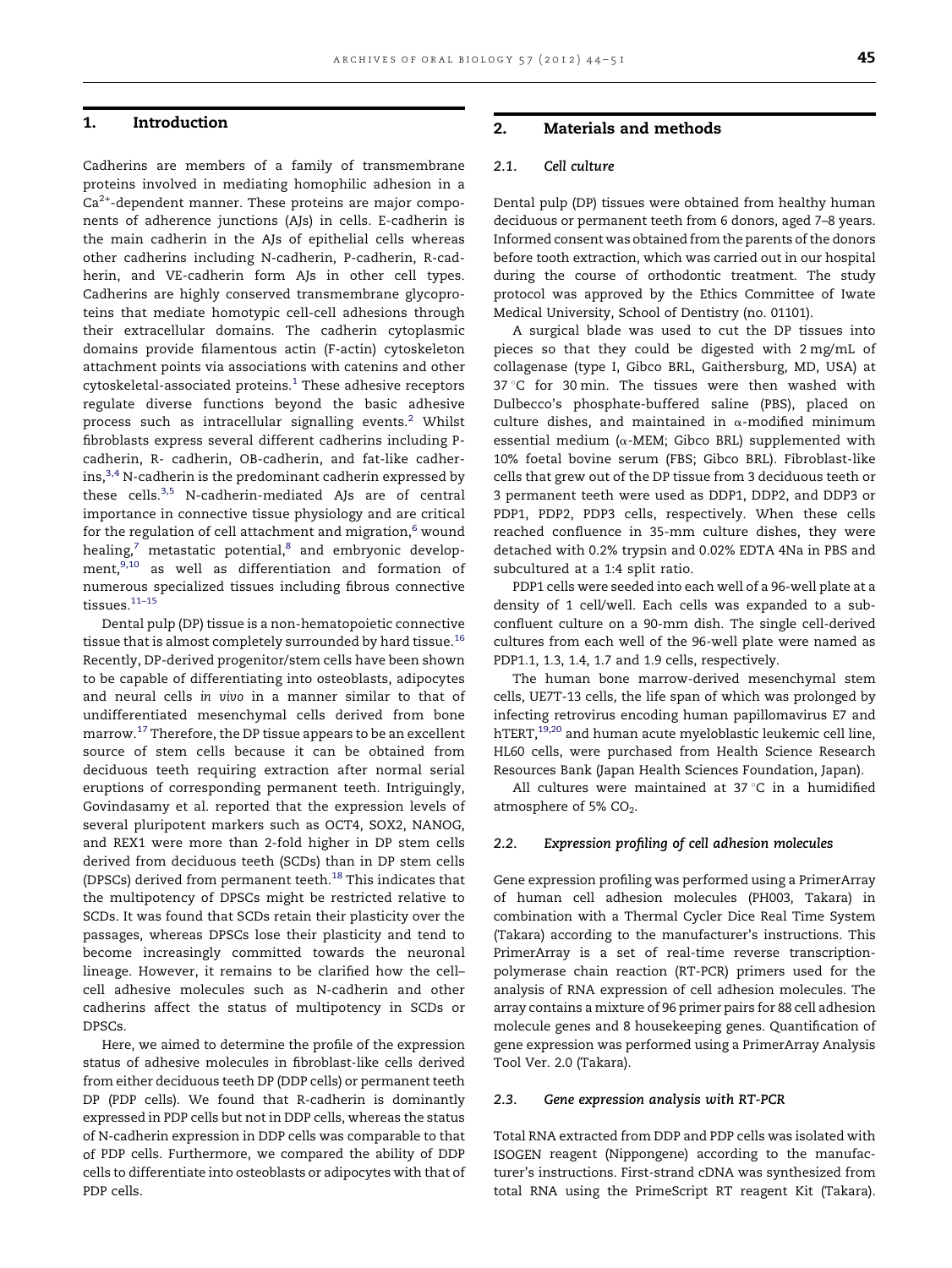## 1. Introduction

Cadherins are members of a family of transmembrane proteins involved in mediating homophilic adhesion in a $Ca^{2+}$-dependent manner. These proteins are major components of adherence junctions (AJs) in cells. E-cadherin is the main cadherin in the AJs of epithelial cells whereas other cadherins including N-cadherin, P-cadherin, R-cadherin, and VE-cadherin form AJs in other cell types. Cadherins are highly conserved transmembrane glycoproteins that mediate homotypic cell-cell adhesions through their extracellular domains. The cadherin cytoplasmic domains provide filamentous actin (F-actin) cytoskeleton attachment points via associations with catenins and other cytoskeletal-associated proteins.[1] These adhesive receptors regulate diverse functions beyond the basic adhesive process such as intracellular signalling events.[2] Whilst fibroblasts express several different cadherins including P-cadherin, R- cadherin, OB-cadherin, and fat-like cadherins,[3,4] N-cadherin is the predominant cadherin expressed by these cells.[3,5] N-cadherin-mediated AJs are of central importance in connective tissue physiology and are critical for the regulation of cell attachment and migration,[6] wound healing,[7] metastatic potential,[8] and embryonic development,[9,10] as well as differentiation and formation of numerous specialized tissues including fibrous connective tissues.[11–15]

Dental pulp (DP) tissue is a non-hematopoietic connective tissue that is almost completely surrounded by hard tissue.[16] Recently, DP-derived progenitor/stem cells have been shown to be capable of differentiating into osteoblasts, adipocytes and neural cells *in vivo* in a manner similar to that of undifferentiated mesenchymal cells derived from bone marrow.[17] Therefore, the DP tissue appears to be an excellent source of stem cells because it can be obtained from deciduous teeth requiring extraction after normal serial eruptions of corresponding permanent teeth. Intriguingly, Govindasamy et al. reported that the expression levels of several pluripotent markers such as OCT4, SOX2, NANOG, and REX1 were more than 2-fold higher in DP stem cells derived from deciduous teeth (SCDs) than in DP stem cells (DPSCs) derived from permanent teeth.[18] This indicates that the multipotency of DPSCs might be restricted relative to SCDs. It was found that SCDs retain their plasticity over the passages, whereas DPSCs lose their plasticity and tend to become increasingly committed towards the neuronal lineage. However, it remains to be clarified how the cell–cell adhesive molecules such as N-cadherin and other cadherins affect the status of multipotency in SCDs or DPSCs.

Here, we aimed to determine the profile of the expression status of adhesive molecules in fibroblast-like cells derived from either deciduous teeth DP (DDP cells) or permanent teeth DP (PDP cells). We found that R-cadherin is dominantly expressed in PDP cells but not in DDP cells, whereas the status of N-cadherin expression in DDP cells was comparable to that of PDP cells. Furthermore, we compared the ability of DDP cells to differentiate into osteoblasts or adipocytes with that of PDP cells.

## 2. Materials and methods

### 2.1. Cell culture

Dental pulp (DP) tissues were obtained from healthy human deciduous or permanent teeth from 6 donors, aged 7–8 years. Informed consent was obtained from the parents of the donors before tooth extraction, which was carried out in our hospital during the course of orthodontic treatment. The study protocol was approved by the Ethics Committee of Iwate Medical University, School of Dentistry (no. 01101).

A surgical blade was used to cut the DP tissues into pieces so that they could be digested with 2 mg/mL of collagenase (type I, Gibco BRL, Gaithersburg, MD, USA) at 37 °C for 30 min. The tissues were then washed with Dulbecco's phosphate-buffered saline (PBS), placed on culture dishes, and maintained in α-modified minimum essential medium (α-MEM; Gibco BRL) supplemented with 10% foetal bovine serum (FBS; Gibco BRL). Fibroblast-like cells that grew out of the DP tissue from 3 deciduous teeth or 3 permanent teeth were used as DDP1, DDP2, and DDP3 or PDP1, PDP2, PDP3 cells, respectively. When these cells reached confluence in 35-mm culture dishes, they were detached with 0.2% trypsin and 0.02% EDTA 4Na in PBS and subcultured at a 1:4 split ratio.

PDP1 cells were seeded into each well of a 96-well plate at a density of 1 cell/well. Each cells was expanded to a subconfluent culture on a 90-mm dish. The single cell-derived cultures from each well of the 96-well plate were named as PDP1.1, 1.3, 1.4, 1.7 and 1.9 cells, respectively.

The human bone marrow-derived mesenchymal stem cells, UE7T-13 cells, the life span of which was prolonged by infecting retrovirus encoding human papillomavirus E7 and hTERT,[19,20] and human acute myeloblastic leukemic cell line, HL60 cells, were purchased from Health Science Research Resources Bank (Japan Health Sciences Foundation, Japan).

All cultures were maintained at 37 °C in a humidified atmosphere of 5% $CO_2$.

### 2.2. Expression profiling of cell adhesion molecules

Gene expression profiling was performed using a PrimerArray of human cell adhesion molecules (PH003, Takara) in combination with a Thermal Cycler Dice Real Time System (Takara) according to the manufacturer's instructions. This PrimerArray is a set of real-time reverse transcription-polymerase chain reaction (RT-PCR) primers used for the analysis of RNA expression of cell adhesion molecules. The array contains a mixture of 96 primer pairs for 88 cell adhesion molecule genes and 8 housekeeping genes. Quantification of gene expression was performed using a PrimerArray Analysis Tool Ver. 2.0 (Takara).

### 2.3. Gene expression analysis with RT-PCR

Total RNA extracted from DDP and PDP cells was isolated with ISOGEN reagent (Nippongene) according to the manufacturer's instructions. First-strand cDNA was synthesized from total RNA using the PrimeScript RT reagent Kit (Takara).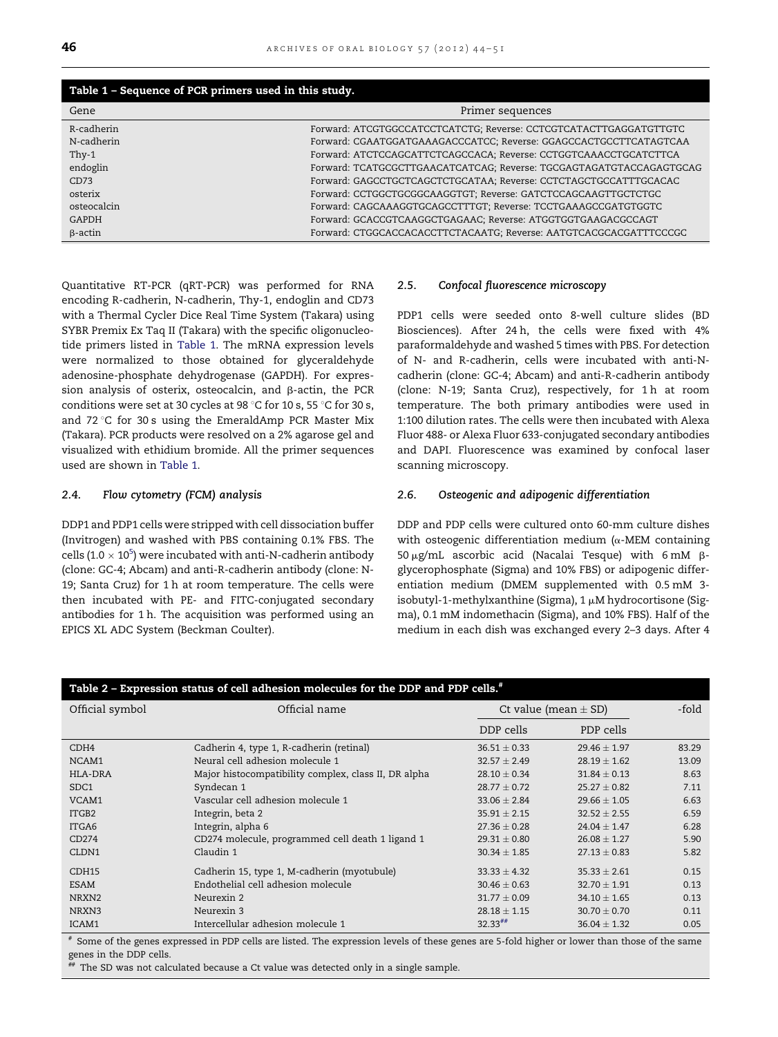**Table 1 – Sequence of PCR primers used in this study.**

| Gene | Primer sequences |
|---|---|
| R-cadherin | Forward: ATCGTGGCCATCCTCATCTG; Reverse: CCTCGTCATACTTGAGGATGTTGTC |
| N-cadherin | Forward: CGAATGGATGAAAGACCCATCC; Reverse: GGAGCCACTGCCTTCATAGTCAA |
| Thy-1 | Forward: ATCTCCAGCATTCTCAGCCACA; Reverse: CCTGGTCAAACCTGCATCTTCA |
| endoglin | Forward: TCATGCGCTTGAACATCATCAG; Reverse: TGCGAGTAGATGTACCAGAGTGCAG |
| CD73 | Forward: GAGCCTGCTCAGCTCTGCATAA; Reverse: CCTCTAGCTGCCATTTGCACAC |
| osterix | Forward: CCTGGCTGCGGCAAGGTGT; Reverse: GATCTCCAGCAAGTTGCTCTGC |
| osteocalcin | Forward: CAGCAAAGGTGCAGCCTTTGT; Reverse: TCCTGAAAGCCGATGTGGTC |
| GAPDH | Forward: GCACCGTCAAGGCTGAGAAC; Reverse: ATGGTGGTGAAGACGCCAGT |
| β-actin | Forward: CTGGCACCACACCTTCTACAATG; Reverse: AATGTCACGCACGATTTCCCGC |

Quantitative RT-PCR (qRT-PCR) was performed for RNA encoding R-cadherin, N-cadherin, Thy-1, endoglin and CD73 with a Thermal Cycler Dice Real Time System (Takara) using SYBR Premix Ex Taq II (Takara) with the specific oligonucleotide primers listed in Table 1. The mRNA expression levels were normalized to those obtained for glyceraldehyde adenosine-phosphate dehydrogenase (GAPDH). For expression analysis of osterix, osteocalcin, and β-actin, the PCR conditions were set at 30 cycles at 98 °C for 10 s, 55 °C for 30 s, and 72 °C for 30 s using the EmeraldAmp PCR Master Mix (Takara). PCR products were resolved on a 2% agarose gel and visualized with ethidium bromide. All the primer sequences used are shown in Table 1.

### 2.4. Flow cytometry (FCM) analysis

DDP1 and PDP1 cells were stripped with cell dissociation buffer (Invitrogen) and washed with PBS containing 0.1% FBS. The cells ($1.0 \times 10^5$) were incubated with anti-N-cadherin antibody (clone: GC-4; Abcam) and anti-R-cadherin antibody (clone: N-19; Santa Cruz) for 1 h at room temperature. The cells were then incubated with PE- and FITC-conjugated secondary antibodies for 1 h. The acquisition was performed using an EPICS XL ADC System (Beckman Coulter).

### 2.5. Confocal fluorescence microscopy

PDP1 cells were seeded onto 8-well culture slides (BD Biosciences). After 24 h, the cells were fixed with 4% paraformaldehyde and washed 5 times with PBS. For detection of N- and R-cadherin, cells were incubated with anti-N-cadherin (clone: GC-4; Abcam) and anti-R-cadherin antibody (clone: N-19; Santa Cruz), respectively, for 1 h at room temperature. The both primary antibodies were used in 1:100 dilution rates. The cells were then incubated with Alexa Fluor 488- or Alexa Fluor 633-conjugated secondary antibodies and DAPI. Fluorescence was examined by confocal laser scanning microscopy.

### 2.6. Osteogenic and adipogenic differentiation

DDP and PDP cells were cultured onto 60-mm culture dishes with osteogenic differentiation medium (α-MEM containing 50 μg/mL ascorbic acid (Nacalai Tesque) with 6 mM β-glycerophosphate (Sigma) and 10% FBS) or adipogenic differentiation medium (DMEM supplemented with 0.5 mM 3-isobutyl-1-methylxanthine (Sigma), 1 μM hydrocortisone (Sigma), 0.1 mM indomethacin (Sigma), and 10% FBS). Half of the medium in each dish was exchanged every 2–3 days. After 4

**Table 2 – Expression status of cell adhesion molecules for the DDP and PDP cells.[#]**

| Official symbol | Official name | Ct value (mean ± SD) | | -fold |
|---|---|---|---|---|
| | | DDP cells | PDP cells | |
| CDH4 | Cadherin 4, type 1, R-cadherin (retinal) | 36.51 ± 0.33 | 29.46 ± 1.97 | 83.29 |
| NCAM1 | Neural cell adhesion molecule 1 | 32.57 ± 2.49 | 28.19 ± 1.62 | 13.09 |
| HLA-DRA | Major histocompatibility complex, class II, DR alpha | 28.10 ± 0.34 | 31.84 ± 0.13 | 8.63 |
| SDC1 | Syndecan 1 | 28.77 ± 0.72 | 25.27 ± 0.82 | 7.11 |
| VCAM1 | Vascular cell adhesion molecule 1 | 33.06 ± 2.84 | 29.66 ± 1.05 | 6.63 |
| ITGB2 | Integrin, beta 2 | 35.91 ± 2.15 | 32.52 ± 2.55 | 6.59 |
| ITGA6 | Integrin, alpha 6 | 27.36 ± 0.28 | 24.04 ± 1.47 | 6.28 |
| CD274 | CD274 molecule, programmed cell death 1 ligand 1 | 29.31 ± 0.80 | 26.08 ± 1.27 | 5.90 |
| CLDN1 | Claudin 1 | 30.34 ± 1.85 | 27.13 ± 0.83 | 5.82 |
| CDH15 | Cadherin 15, type 1, M-cadherin (myotubule) | 33.33 ± 4.32 | 35.33 ± 2.61 | 0.15 |
| ESAM | Endothelial cell adhesion molecule | 30.46 ± 0.63 | 32.70 ± 1.91 | 0.13 |
| NRXN2 | Neurexin 2 | 31.77 ± 0.09 | 34.10 ± 1.65 | 0.13 |
| NRXN3 | Neurexin 3 | 28.18 ± 1.15 | 30.70 ± 0.70 | 0.11 |
| ICAM1 | Intercellular adhesion molecule 1 | 32.33[##] | 36.04 ± 1.32 | 0.05 |

[#] Some of the genes expressed in PDP cells are listed. The expression levels of these genes are 5-fold higher or lower than those of the same genes in the DDP cells.
[##] The SD was not calculated because a Ct value was detected only in a single sample.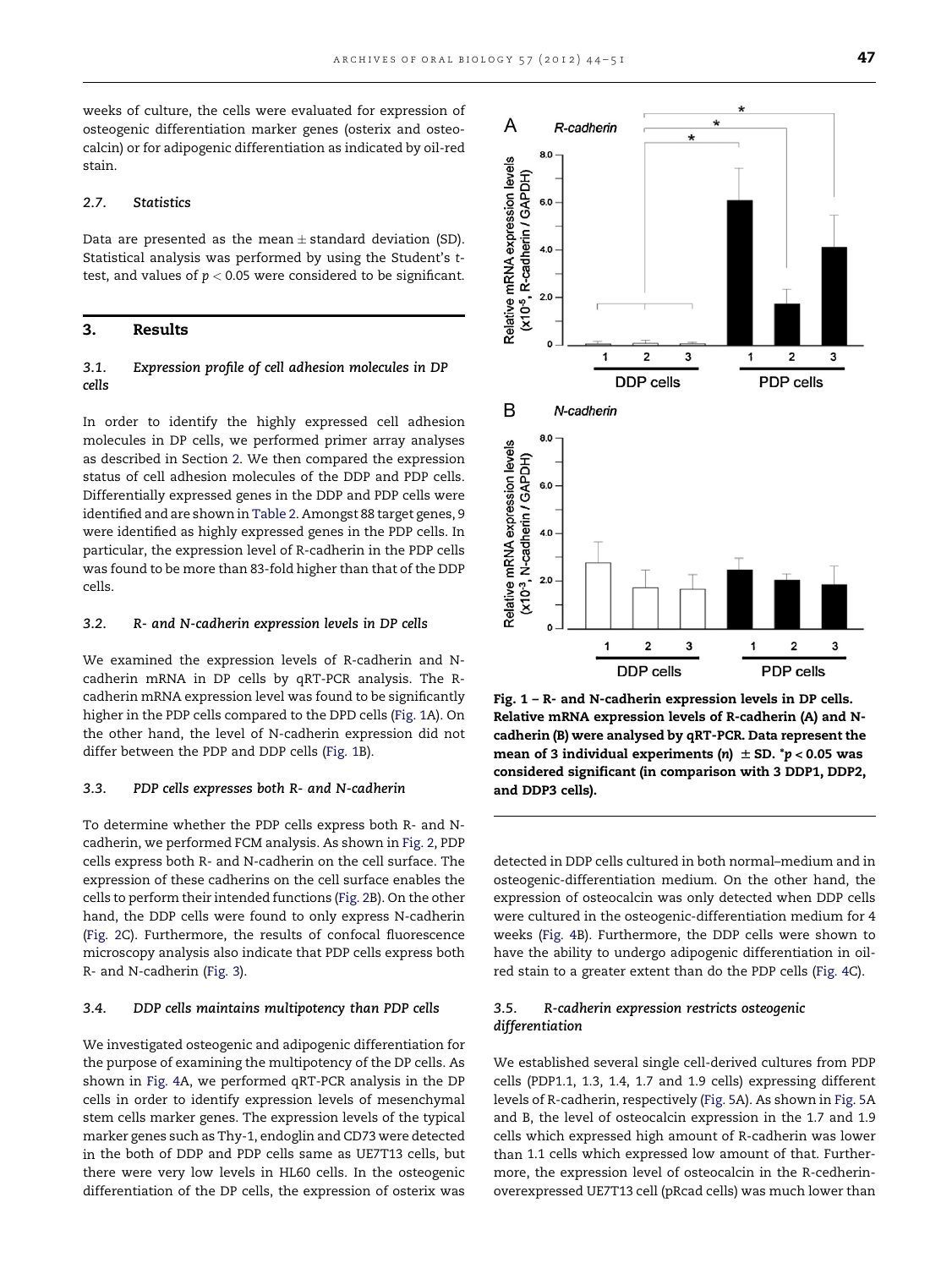weeks of culture, the cells were evaluated for expression of osteogenic differentiation marker genes (osterix and osteocalcin) or for adipogenic differentiation as indicated by oil-red stain.

### 2.7. Statistics

Data are presented as the mean ± standard deviation (SD). Statistical analysis was performed by using the Student's t-test, and values of $p < 0.05$ were considered to be significant.

## 3. Results

### 3.1. Expression profile of cell adhesion molecules in DP cells

In order to identify the highly expressed cell adhesion molecules in DP cells, we performed primer array analyses as described in Section 2. We then compared the expression status of cell adhesion molecules of the DDP and PDP cells. Differentially expressed genes in the DDP and PDP cells were identified and are shown in Table 2. Amongst 88 target genes, 9 were identified as highly expressed genes in the PDP cells. In particular, the expression level of R-cadherin in the PDP cells was found to be more than 83-fold higher than that of the DDP cells.

### 3.2. R- and N-cadherin expression levels in DP cells

We examined the expression levels of R-cadherin and N-cadherin mRNA in DP cells by qRT-PCR analysis. The R-cadherin mRNA expression level was found to be significantly higher in the PDP cells compared to the DPD cells (Fig. 1A). On the other hand, the level of N-cadherin expression did not differ between the PDP and DDP cells (Fig. 1B).

### 3.3. PDP cells expresses both R- and N-cadherin

To determine whether the PDP cells express both R- and N-cadherin, we performed FCM analysis. As shown in Fig. 2, PDP cells express both R- and N-cadherin on the cell surface. The expression of these cadherins on the cell surface enables the cells to perform their intended functions (Fig. 2B). On the other hand, the DDP cells were found to only express N-cadherin (Fig. 2C). Furthermore, the results of confocal fluorescence microscopy analysis also indicate that PDP cells express both R- and N-cadherin (Fig. 3).

### 3.4. DDP cells maintains multipotency than PDP cells

We investigated osteogenic and adipogenic differentiation for the purpose of examining the multipotency of the DP cells. As shown in Fig. 4A, we performed qRT-PCR analysis in the DP cells in order to identify expression levels of mesenchymal stem cells marker genes. The expression levels of the typical marker genes such as Thy-1, endoglin and CD73 were detected in the both of DDP and PDP cells same as UE7T13 cells, but there were very low levels in HL60 cells. In the osteogenic differentiation of the DP cells, the expression of osterix was detected in DDP cells cultured in both normal–medium and in osteogenic-differentiation medium. On the other hand, the expression of osteocalcin was only detected when DDP cells were cultured in the osteogenic-differentiation medium for 4 weeks (Fig. 4B). Furthermore, the DDP cells were shown to have the ability to undergo adipogenic differentiation in oil-red stain to a greater extent than do the PDP cells (Fig. 4C).

**Fig. 1 – R- and N-cadherin expression levels in DP cells. Relative mRNA expression levels of R-cadherin (A) and N-cadherin (B) were analysed by qRT-PCR. Data represent the mean of 3 individual experiments (n) ± SD. *$p < 0.05$ was considered significant (in comparison with 3 DDP1, DDP2, and DDP3 cells).**

### 3.5. R-cadherin expression restricts osteogenic differentiation

We established several single cell-derived cultures from PDP cells (PDP1.1, 1.3, 1.4, 1.7 and 1.9 cells) expressing different levels of R-cadherin, respectively (Fig. 5A). As shown in Fig. 5A and B, the level of osteocalcin expression in the 1.7 and 1.9 cells which expressed high amount of R-cadherin was lower than 1.1 cells which expressed low amount of that. Furthermore, the expression level of osteocalcin in the R-cedherin-overexpressed UE7T13 cell (pRcad cells) was much lower than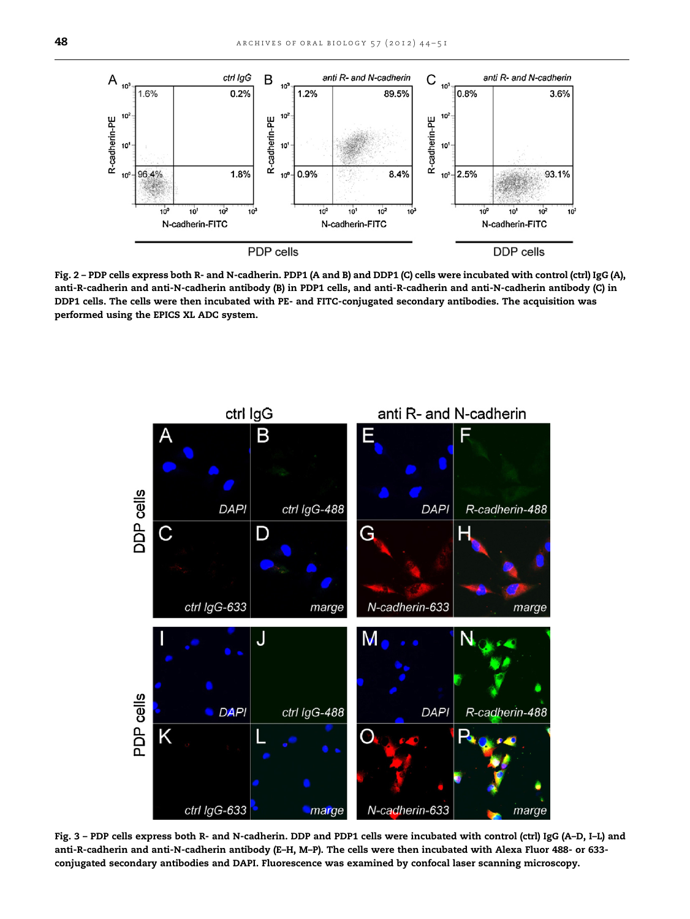Fig. 2 – PDP cells express both R- and N-cadherin. PDP1 (A and B) and DDP1 (C) cells were incubated with control (ctrl) IgG (A), anti-R-cadherin and anti-N-cadherin antibody (B) in PDP1 cells, and anti-R-cadherin and anti-N-cadherin antibody (C) in DDP1 cells. The cells were then incubated with PE- and FITC-conjugated secondary antibodies. The acquisition was performed using the EPICS XL ADC system.

Fig. 3 – PDP cells express both R- and N-cadherin. DDP and PDP1 cells were incubated with control (ctrl) IgG (A–D, I–L) and anti-R-cadherin and anti-N-cadherin antibody (E–H, M–P). The cells were then incubated with Alexa Fluor 488- or 633-conjugated secondary antibodies and DAPI. Fluorescence was examined by confocal laser scanning microscopy.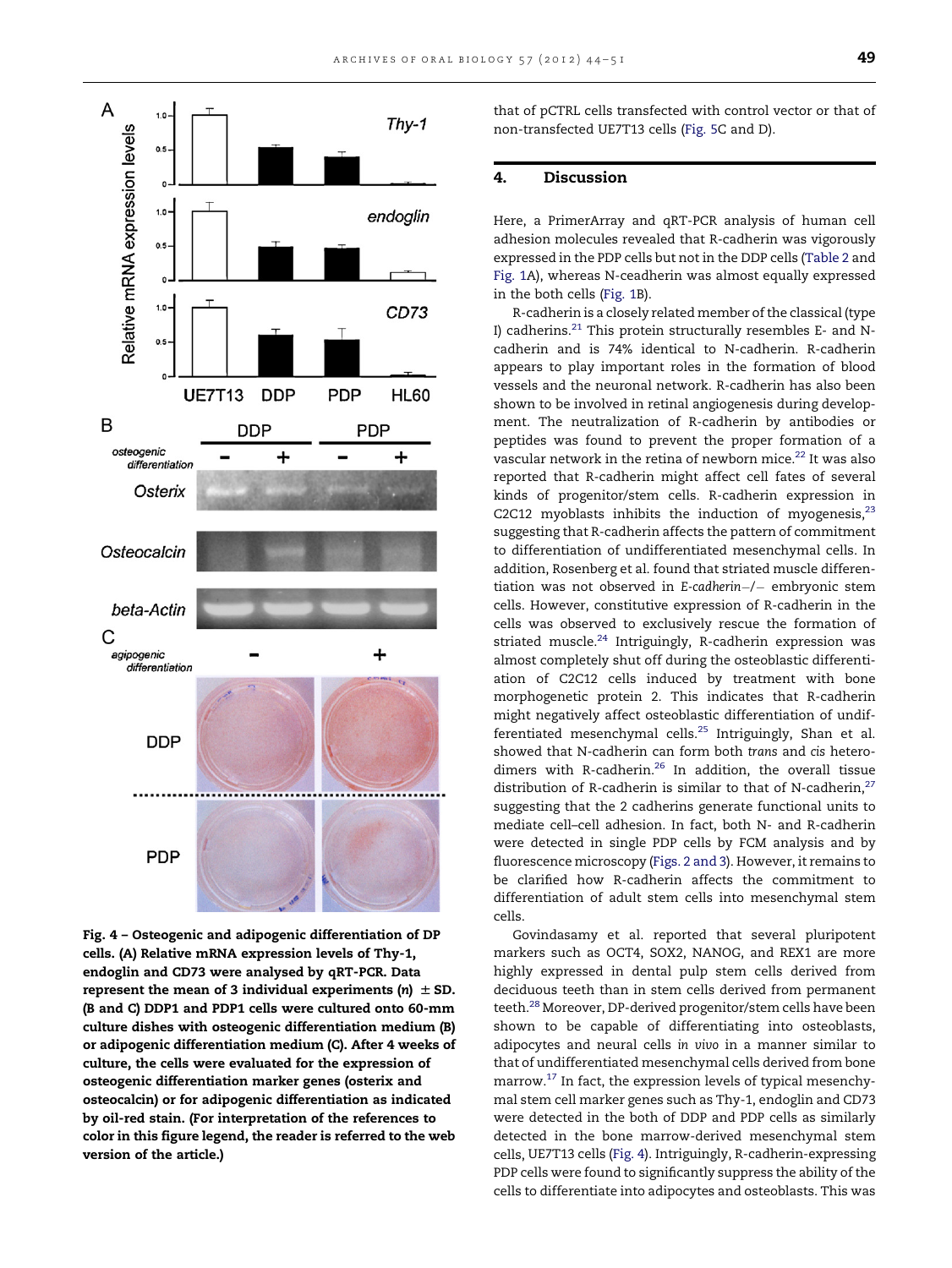Fig. 4 – Osteogenic and adipogenic differentiation of DP cells. (A) Relative mRNA expression levels of Thy-1, endoglin and CD73 were analysed by qRT-PCR. Data represent the mean of 3 individual experiments (*n*) ± SD. (B and C) DDP1 and PDP1 cells were cultured onto 60-mm culture dishes with osteogenic differentiation medium (B) or adipogenic differentiation medium (C). After 4 weeks of culture, the cells were evaluated for the expression of osteogenic differentiation marker genes (osterix and osteocalcin) or for adipogenic differentiation as indicated by oil-red stain. (For interpretation of the references to color in this figure legend, the reader is referred to the web version of the article.)

that of pCTRL cells transfected with control vector or that of non-transfected UE7T13 cells (Fig. 5C and D).

## 4. Discussion

Here, a PrimerArray and qRT-PCR analysis of human cell adhesion molecules revealed that R-cadherin was vigorously expressed in the PDP cells but not in the DDP cells (Table 2 and Fig. 1A), whereas N-ceadherin was almost equally expressed in the both cells (Fig. 1B).

R-cadherin is a closely related member of the classical (type I) cadherins.[21] This protein structurally resembles E- and N-cadherin and is 74% identical to N-cadherin. R-cadherin appears to play important roles in the formation of blood vessels and the neuronal network. R-cadherin has also been shown to be involved in retinal angiogenesis during development. The neutralization of R-cadherin by antibodies or peptides was found to prevent the proper formation of a vascular network in the retina of newborn mice.[22] It was also reported that R-cadherin might affect cell fates of several kinds of progenitor/stem cells. R-cadherin expression in C2C12 myoblasts inhibits the induction of myogenesis,[23] suggesting that R-cadherin affects the pattern of commitment to differentiation of undifferentiated mesenchymal cells. In addition, Rosenberg et al. found that striated muscle differentiation was not observed in *E-cadherin*−/− embryonic stem cells. However, constitutive expression of R-cadherin in the cells was observed to exclusively rescue the formation of striated muscle.[24] Intriguingly, R-cadherin expression was almost completely shut off during the osteoblastic differentiation of C2C12 cells induced by treatment with bone morphogenetic protein 2. This indicates that R-cadherin might negatively affect osteoblastic differentiation of undifferentiated mesenchymal cells.[25] Intriguingly, Shan et al. showed that N-cadherin can form both *trans* and *cis* heterodimers with R-cadherin.[26] In addition, the overall tissue distribution of R-cadherin is similar to that of N-cadherin,[27] suggesting that the 2 cadherins generate functional units to mediate cell–cell adhesion. In fact, both N- and R-cadherin were detected in single PDP cells by FCM analysis and by fluorescence microscopy (Figs. 2 and 3). However, it remains to be clarified how R-cadherin affects the commitment to differentiation of adult stem cells into mesenchymal stem cells.

Govindasamy et al. reported that several pluripotent markers such as OCT4, SOX2, NANOG, and REX1 are more highly expressed in dental pulp stem cells derived from deciduous teeth than in stem cells derived from permanent teeth.[28] Moreover, DP-derived progenitor/stem cells have been shown to be capable of differentiating into osteoblasts, adipocytes and neural cells *in vivo* in a manner similar to that of undifferentiated mesenchymal cells derived from bone marrow.[17] In fact, the expression levels of typical mesenchymal stem cell marker genes such as Thy-1, endoglin and CD73 were detected in the both of DDP and PDP cells as similarly detected in the bone marrow-derived mesenchymal stem cells, UE7T13 cells (Fig. 4). Intriguingly, R-cadherin-expressing PDP cells were found to significantly suppress the ability of the cells to differentiate into adipocytes and osteoblasts. This was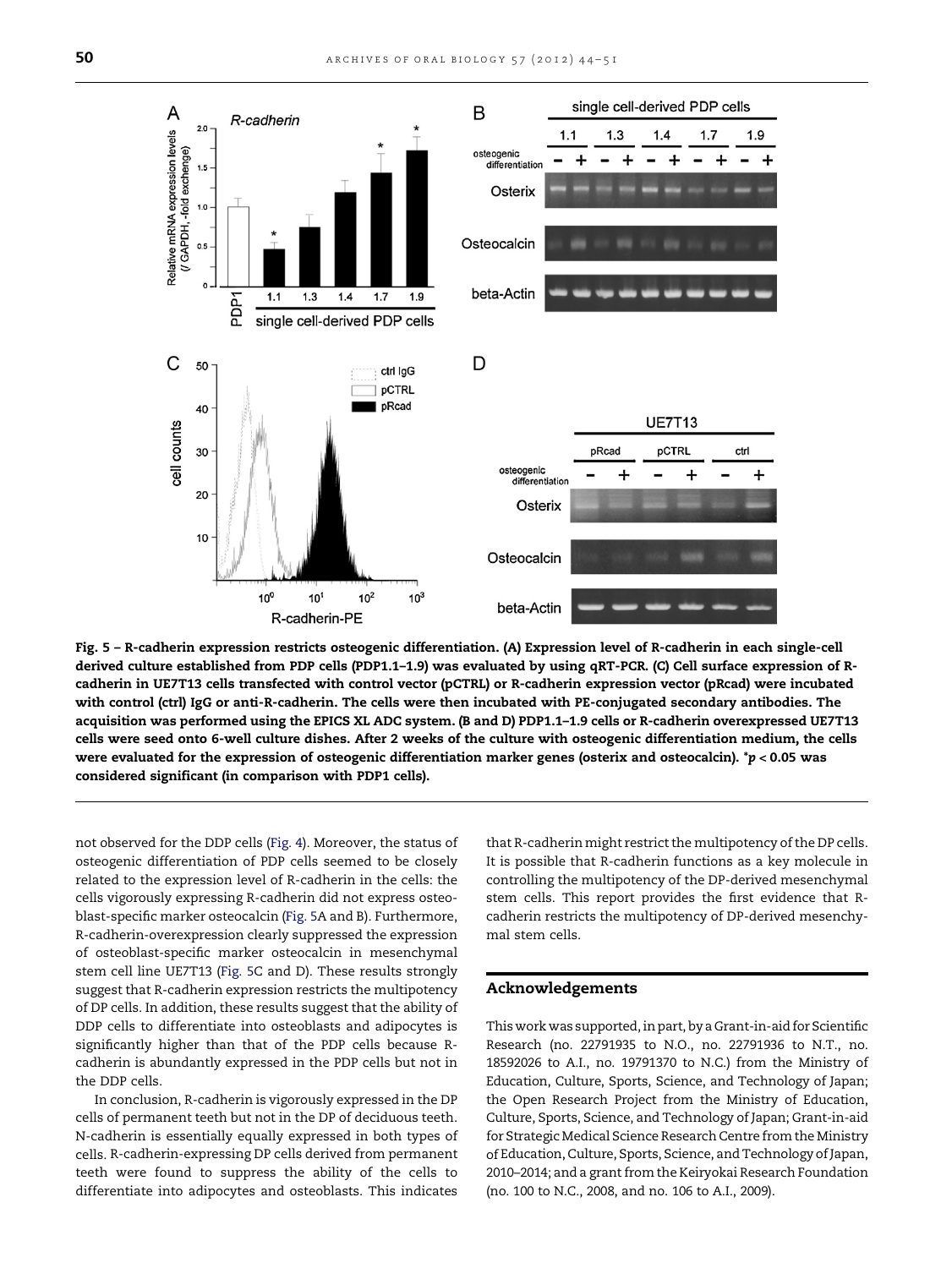**Fig. 5 – R-cadherin expression restricts osteogenic differentiation. (A) Expression level of R-cadherin in each single-cell derived culture established from PDP cells (PDP1.1–1.9) was evaluated by using qRT-PCR. (C) Cell surface expression of R-cadherin in UE7T13 cells transfected with control vector (pCTRL) or R-cadherin expression vector (pRcad) were incubated with control (ctrl) IgG or anti-R-cadherin. The cells were then incubated with PE-conjugated secondary antibodies. The acquisition was performed using the EPICS XL ADC system. (B and D) PDP1.1–1.9 cells or R-cadherin overexpressed UE7T13 cells were seed onto 6-well culture dishes. After 2 weeks of the culture with osteogenic differentiation medium, the cells were evaluated for the expression of osteogenic differentiation marker genes (osterix and osteocalcin). \*$p < 0.05$ was considered significant (in comparison with PDP1 cells).**

not observed for the DDP cells (Fig. 4). Moreover, the status of osteogenic differentiation of PDP cells seemed to be closely related to the expression level of R-cadherin in the cells: the cells vigorously expressing R-cadherin did not express osteoblast-specific marker osteocalcin (Fig. 5A and B). Furthermore, R-cadherin-overexpression clearly suppressed the expression of osteoblast-specific marker osteocalcin in mesenchymal stem cell line UE7T13 (Fig. 5C and D). These results strongly suggest that R-cadherin expression restricts the multipotency of DP cells. In addition, these results suggest that the ability of DDP cells to differentiate into osteoblasts and adipocytes is significantly higher than that of the PDP cells because R-cadherin is abundantly expressed in the PDP cells but not in the DDP cells.

In conclusion, R-cadherin is vigorously expressed in the DP cells of permanent teeth but not in the DP of deciduous teeth. N-cadherin is essentially equally expressed in both types of cells. R-cadherin-expressing DP cells derived from permanent teeth were found to suppress the ability of the cells to differentiate into adipocytes and osteoblasts. This indicates that R-cadherin might restrict the multipotency of the DP cells. It is possible that R-cadherin functions as a key molecule in controlling the multipotency of the DP-derived mesenchymal stem cells. This report provides the first evidence that R-cadherin restricts the multipotency of DP-derived mesenchymal stem cells.

## Acknowledgements

This work was supported, in part, by a Grant-in-aid for Scientific Research (no. 22791935 to N.O., no. 22791936 to N.T., no. 18592026 to A.I., no. 19791370 to N.C.) from the Ministry of Education, Culture, Sports, Science, and Technology of Japan; the Open Research Project from the Ministry of Education, Culture, Sports, Science, and Technology of Japan; Grant-in-aid for Strategic Medical Science Research Centre from the Ministry of Education, Culture, Sports, Science, and Technology of Japan, 2010–2014; and a grant from the Keiryokai Research Foundation (no. 100 to N.C., 2008, and no. 106 to A.I., 2009).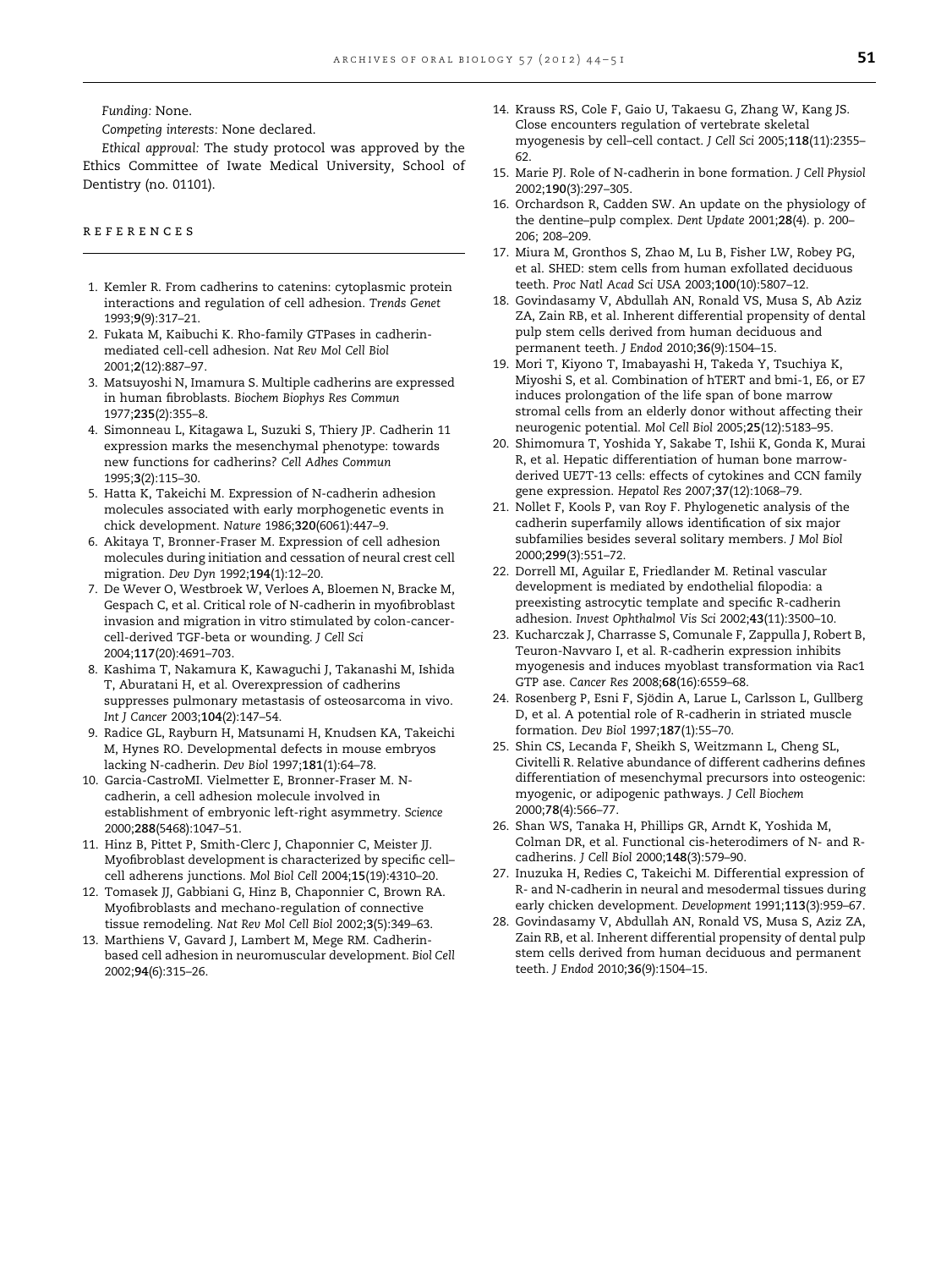*Funding:* None.

*Competing interests:* None declared.

*Ethical approval:* The study protocol was approved by the Ethics Committee of Iwate Medical University, School of Dentistry (no. 01101).

## REFERENCES

1. Kemler R. From cadherins to catenins: cytoplasmic protein interactions and regulation of cell adhesion. *Trends Genet* 1993;**9**(9):317–21.
2. Fukata M, Kaibuchi K. Rho-family GTPases in cadherin-mediated cell-cell adhesion. *Nat Rev Mol Cell Biol* 2001;**2**(12):887–97.
3. Matsuyoshi N, Imamura S. Multiple cadherins are expressed in human fibroblasts. *Biochem Biophys Res Commun* 1977;**235**(2):355–8.
4. Simonneau L, Kitagawa L, Suzuki S, Thiery JP. Cadherin 11 expression marks the mesenchymal phenotype: towards new functions for cadherins? *Cell Adhes Commun* 1995;**3**(2):115–30.
5. Hatta K, Takeichi M. Expression of N-cadherin adhesion molecules associated with early morphogenetic events in chick development. *Nature* 1986;**320**(6061):447–9.
6. Akitaya T, Bronner-Fraser M. Expression of cell adhesion molecules during initiation and cessation of neural crest cell migration. *Dev Dyn* 1992;**194**(1):12–20.
7. De Wever O, Westbroek W, Verloes A, Bloemen N, Bracke M, Gespach C, et al. Critical role of N-cadherin in myofibroblast invasion and migration in vitro stimulated by colon-cancer-cell-derived TGF-beta or wounding. *J Cell Sci* 2004;**117**(20):4691–703.
8. Kashima T, Nakamura K, Kawaguchi J, Takanashi M, Ishida T, Aburatani H, et al. Overexpression of cadherins suppresses pulmonary metastasis of osteosarcoma in vivo. *Int J Cancer* 2003;**104**(2):147–54.
9. Radice GL, Rayburn H, Matsunami H, Knudsen KA, Takeichi M, Hynes RO. Developmental defects in mouse embryos lacking N-cadherin. *Dev Biol* 1997;**181**(1):64–78.
10. Garcia-CastroMI. Vielmetter E, Bronner-Fraser M. N-cadherin, a cell adhesion molecule involved in establishment of embryonic left-right asymmetry. *Science* 2000;**288**(5468):1047–51.
11. Hinz B, Pittet P, Smith-Clerc J, Chaponnier C, Meister JJ. Myofibroblast development is characterized by specific cell–cell adherens junctions. *Mol Biol Cell* 2004;**15**(19):4310–20.
12. Tomasek JJ, Gabbiani G, Hinz B, Chaponnier C, Brown RA. Myofibroblasts and mechano-regulation of connective tissue remodeling. *Nat Rev Mol Cell Biol* 2002;**3**(5):349–63.
13. Marthiens V, Gavard J, Lambert M, Mege RM. Cadherin-based cell adhesion in neuromuscular development. *Biol Cell* 2002;**94**(6):315–26.
14. Krauss RS, Cole F, Gaio U, Takaesu G, Zhang W, Kang JS. Close encounters regulation of vertebrate skeletal myogenesis by cell–cell contact. *J Cell Sci* 2005;**118**(11):2355–62.
15. Marie PJ. Role of N-cadherin in bone formation. *J Cell Physiol* 2002;**190**(3):297–305.
16. Orchardson R, Cadden SW. An update on the physiology of the dentine–pulp complex. *Dent Update* 2001;**28**(4). p. 200–206; 208–209.
17. Miura M, Gronthos S, Zhao M, Lu B, Fisher LW, Robey PG, et al. SHED: stem cells from human exfollated deciduous teeth. *Proc Natl Acad Sci USA* 2003;**100**(10):5807–12.
18. Govindasamy V, Abdullah AN, Ronald VS, Musa S, Ab Aziz ZA, Zain RB, et al. Inherent differential propensity of dental pulp stem cells derived from human deciduous and permanent teeth. *J Endod* 2010;**36**(9):1504–15.
19. Mori T, Kiyono T, Imabayashi H, Takeda Y, Tsuchiya K, Miyoshi S, et al. Combination of hTERT and bmi-1, E6, or E7 induces prolongation of the life span of bone marrow stromal cells from an elderly donor without affecting their neurogenic potential. *Mol Cell Biol* 2005;**25**(12):5183–95.
20. Shimomura T, Yoshida Y, Sakabe T, Ishii K, Gonda K, Murai R, et al. Hepatic differentiation of human bone marrow-derived UE7T-13 cells: effects of cytokines and CCN family gene expression. *Hepatol Res* 2007;**37**(12):1068–79.
21. Nollet F, Kools P, van Roy F. Phylogenetic analysis of the cadherin superfamily allows identification of six major subfamilies besides several solitary members. *J Mol Biol* 2000;**299**(3):551–72.
22. Dorrell MI, Aguilar E, Friedlander M. Retinal vascular development is mediated by endothelial filopodia: a preexisting astrocytic template and specific R-cadherin adhesion. *Invest Ophthalmol Vis Sci* 2002;**43**(11):3500–10.
23. Kucharczak J, Charrasse S, Comunale F, Zappulla J, Robert B, Teuron-Navvaro I, et al. R-cadherin expression inhibits myogenesis and induces myoblast transformation via Rac1 GTP ase. *Cancer Res* 2008;**68**(16):6559–68.
24. Rosenberg P, Esni F, Sjödin A, Larue L, Carlsson L, Gullberg D, et al. A potential role of R-cadherin in striated muscle formation. *Dev Biol* 1997;**187**(1):55–70.
25. Shin CS, Lecanda F, Sheikh S, Weitzmann L, Cheng SL, Civitelli R. Relative abundance of different cadherins defines differentiation of mesenchymal precursors into osteogenic: myogenic, or adipogenic pathways. *J Cell Biochem* 2000;**78**(4):566–77.
26. Shan WS, Tanaka H, Phillips GR, Arndt K, Yoshida M, Colman DR, et al. Functional cis-heterodimers of N- and R-cadherins. *J Cell Biol* 2000;**148**(3):579–90.
27. Inuzuka H, Redies C, Takeichi M. Differential expression of R- and N-cadherin in neural and mesodermal tissues during early chicken development. *Development* 1991;**113**(3):959–67.
28. Govindasamy V, Abdullah AN, Ronald VS, Musa S, Aziz ZA, Zain RB, et al. Inherent differential propensity of dental pulp stem cells derived from human deciduous and permanent teeth. *J Endod* 2010;**36**(9):1504–15.